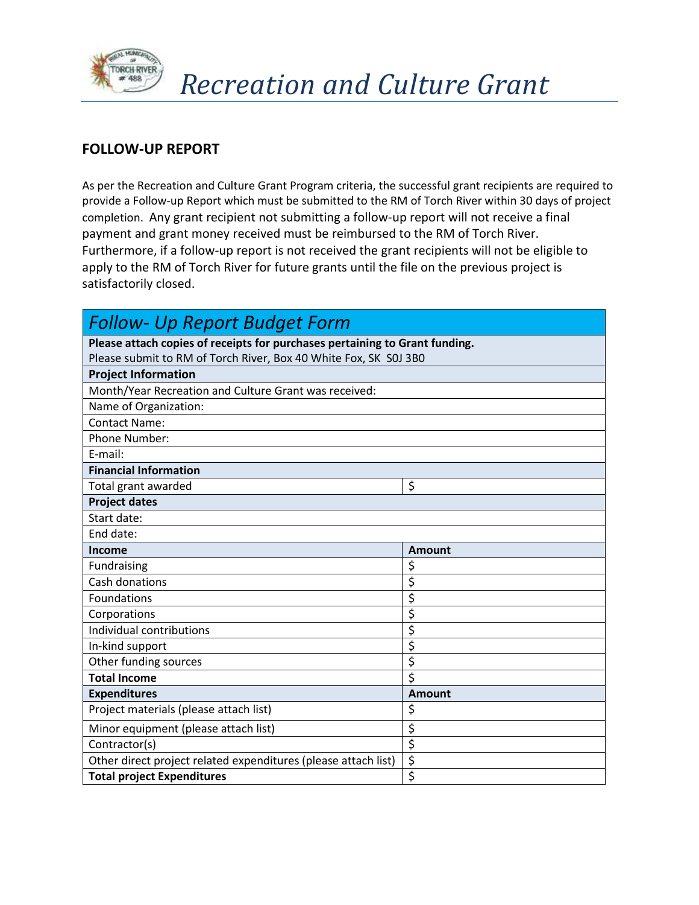# Recreation and Culture Grant

## FOLLOW-UP REPORT

As per the Recreation and Culture Grant Program criteria, the successful grant recipients are required to provide a Follow-up Report which must be submitted to the RM of Torch River within 30 days of project completion. Any grant recipient not submitting a follow-up report will not receive a final payment and grant money received must be reimbursed to the RM of Torch River. Furthermore, if a follow-up report is not received the grant recipients will not be eligible to apply to the RM of Torch River for future grants until the file on the previous project is satisfactorily closed.

| *Follow- Up Report Budget Form* | |
|---|---|
| **Please attach copies of receipts for purchases pertaining to Grant funding.** Please submit to RM of Torch River, Box 40 White Fox, SK S0J 3B0 | |
| **Project Information** | |
| Month/Year Recreation and Culture Grant was received: | |
| Name of Organization: | |
| Contact Name: | |
| Phone Number: | |
| E-mail: | |
| **Financial Information** | |
| Total grant awarded | $ |
| **Project dates** | |
| Start date: | |
| End date: | |
| **Income** | **Amount** |
| Fundraising | $ |
| Cash donations | $ |
| Foundations | $ |
| Corporations | $ |
| Individual contributions | $ |
| In-kind support | $ |
| Other funding sources | $ |
| **Total Income** | $ |
| **Expenditures** | **Amount** |
| Project materials (please attach list) | $ |
| Minor equipment (please attach list) | $ |
| Contractor(s) | $ |
| Other direct project related expenditures (please attach list) | $ |
| **Total project Expenditures** | $ |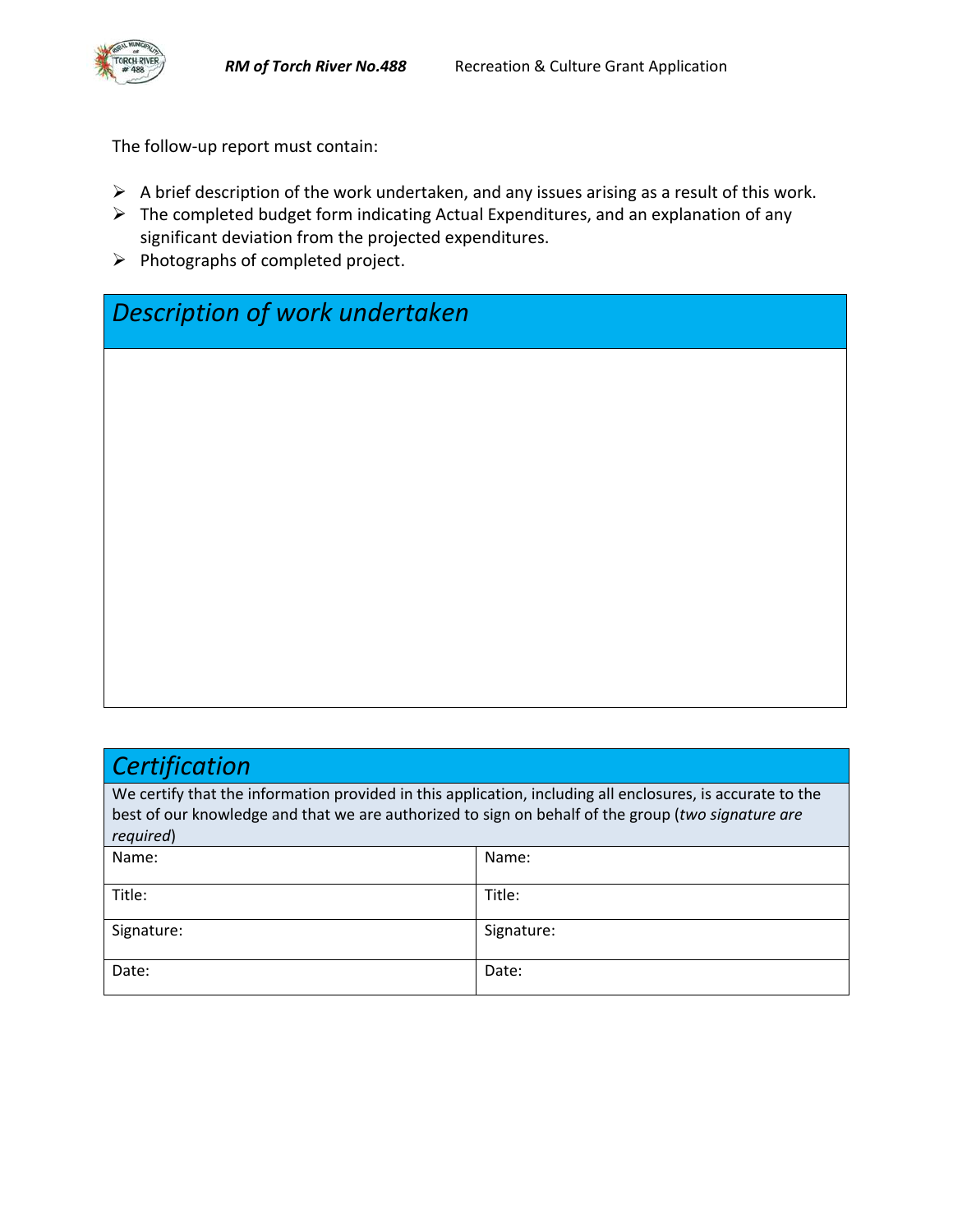The follow-up report must contain:

- A brief description of the work undertaken, and any issues arising as a result of this work.
- The completed budget form indicating Actual Expenditures, and an explanation of any significant deviation from the projected expenditures.
- Photographs of completed project.

## *Description of work undertaken*

## *Certification*

We certify that the information provided in this application, including all enclosures, is accurate to the best of our knowledge and that we are authorized to sign on behalf of the group (*two signature are required*)

| Name: | Name: |
|---|---|
| Title: | Title: |
| Signature: | Signature: |
| Date: | Date: |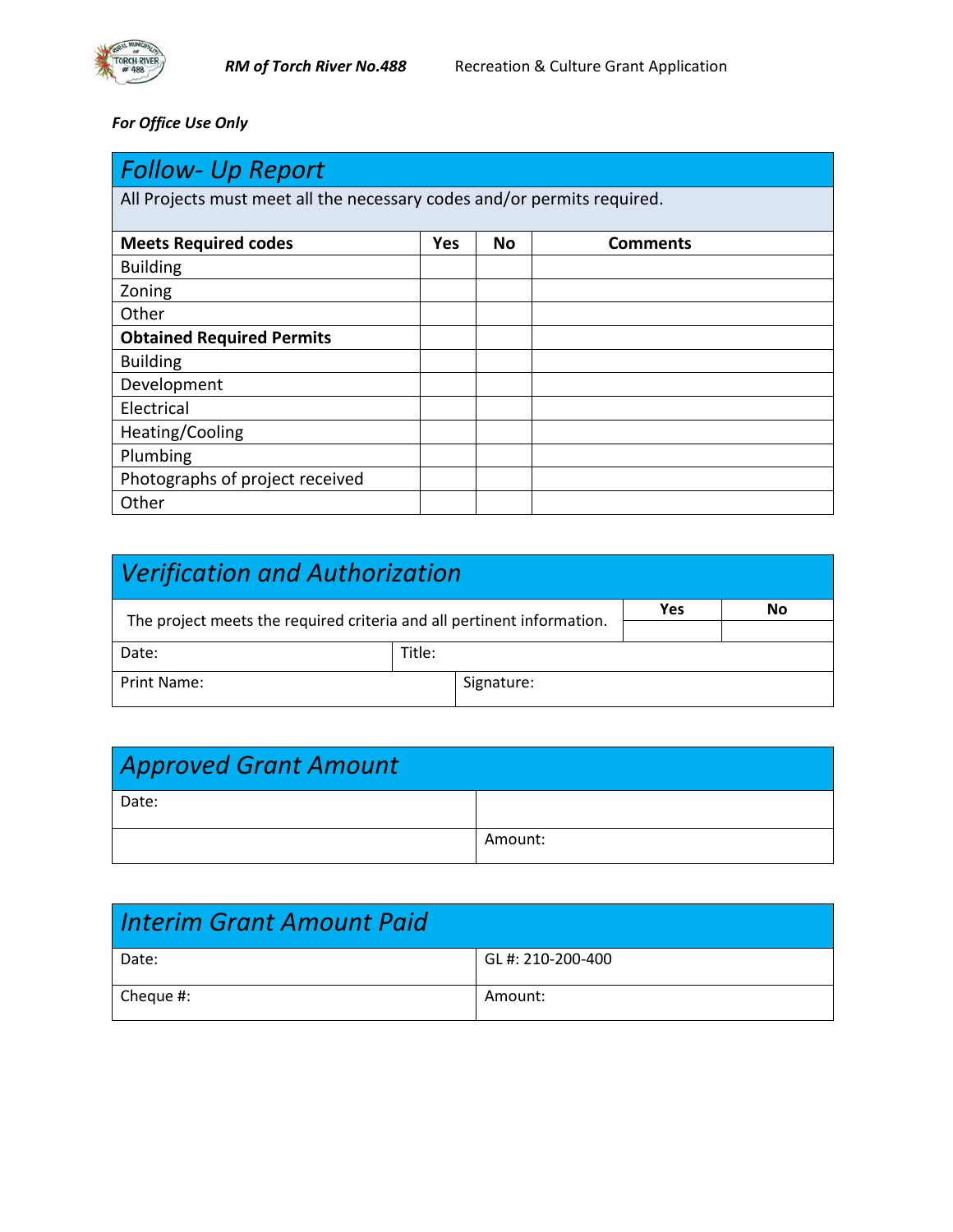***For Office Use Only***

| *Follow- Up Report* | | | |
|---|---|---|---|
| All Projects must meet all the necessary codes and/or permits required. | | | |
| **Meets Required codes** | **Yes** | **No** | **Comments** |
| Building | | | |
| Zoning | | | |
| Other | | | |
| **Obtained Required Permits** | | | |
| Building | | | |
| Development | | | |
| Electrical | | | |
| Heating/Cooling | | | |
| Plumbing | | | |
| Photographs of project received | | | |
| Other | | | |

| *Verification and Authorization* | | | |
|---|---|---|---|
| The project meets the required criteria and all pertinent information. | | **Yes** | **No** |
| Date: | Title: | | |
| Print Name: | Signature: | | |

| *Approved Grant Amount* | |
|---|---|
| Date: | |
| | Amount: |

| *Interim Grant Amount Paid* | |
|---|---|
| Date: | GL #: 210-200-400 |
| Cheque #: | Amount: |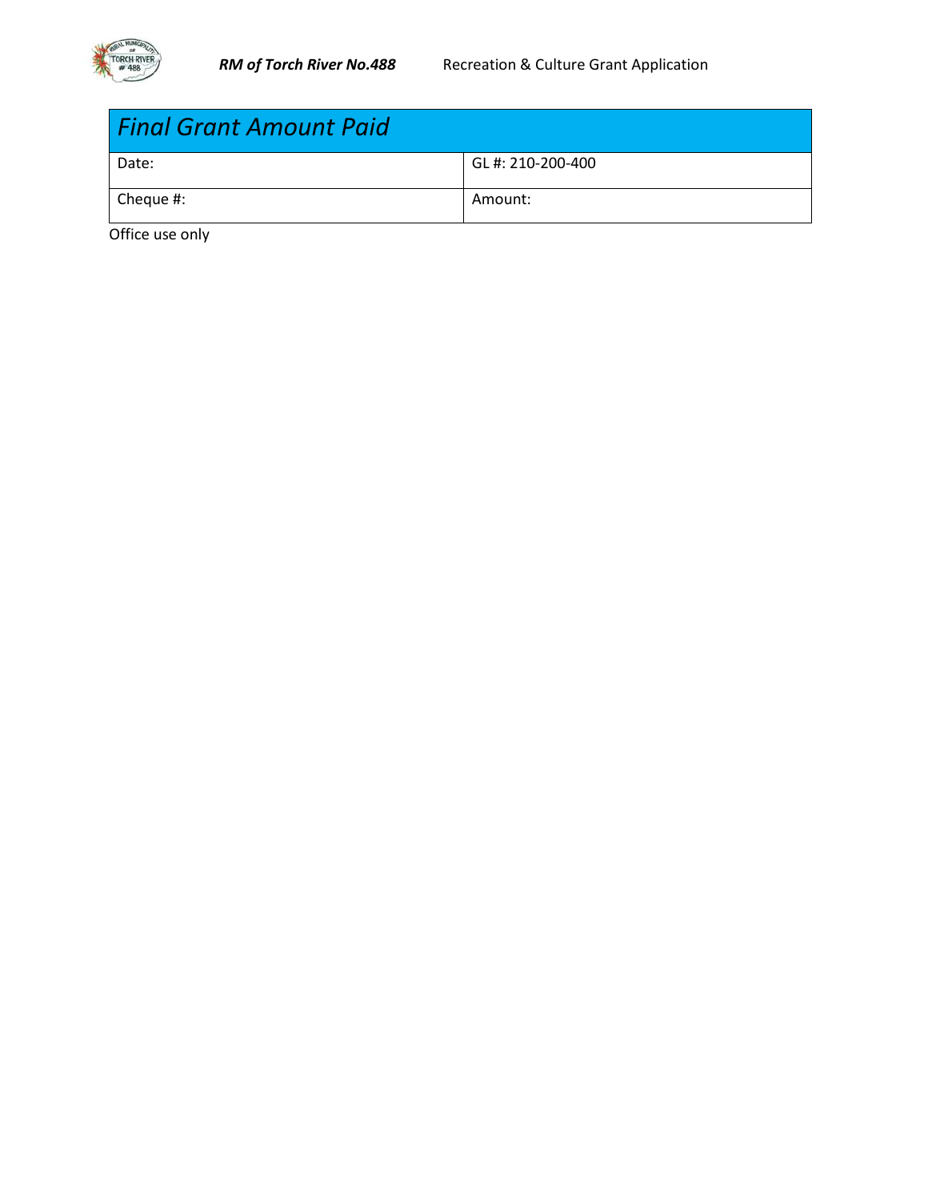| *Final Grant Amount Paid* | |
| --- | --- |
| Date: | GL #: 210-200-400 |
| Cheque #: | Amount: |

Office use only